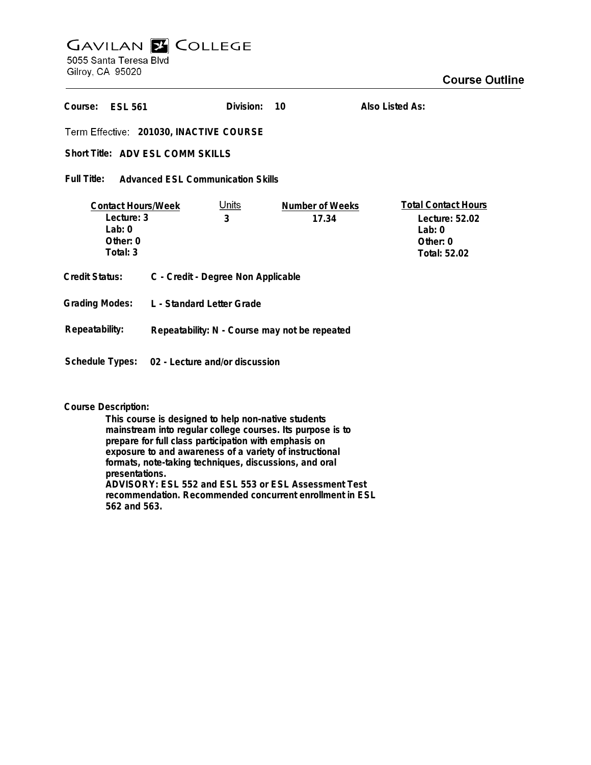# Gavilan College

5055 Santa Teresa Blvd
Gilroy, CA 95020

## Course Outline

**Course:** ESL 561 **Division:** 10 **Also Listed As:**

**Term Effective:** 201030, INACTIVE COURSE

**Short Title:** ADV ESL COMM SKILLS

**Full Title:** Advanced ESL Communication Skills

| Contact Hours/Week | Units | Number of Weeks | Total Contact Hours |
|---|---|---|---|
| Lecture: 3 | 3 | 17.34 | Lecture: 52.02 |
| Lab: 0 | | | Lab: 0 |
| Other: 0 | | | Other: 0 |
| Total: 3 | | | Total: 52.02 |

**Credit Status:** C - Credit - Degree Non Applicable

**Grading Modes:** L - Standard Letter Grade

**Repeatability:** Repeatability: N - Course may not be repeated

**Schedule Types:** 02 - Lecture and/or discussion

**Course Description:**

This course is designed to help non-native students mainstream into regular college courses. Its purpose is to prepare for full class participation with emphasis on exposure to and awareness of a variety of instructional formats, note-taking techniques, discussions, and oral presentations.
ADVISORY: ESL 552 and ESL 553 or ESL Assessment Test recommendation. Recommended concurrent enrollment in ESL 562 and 563.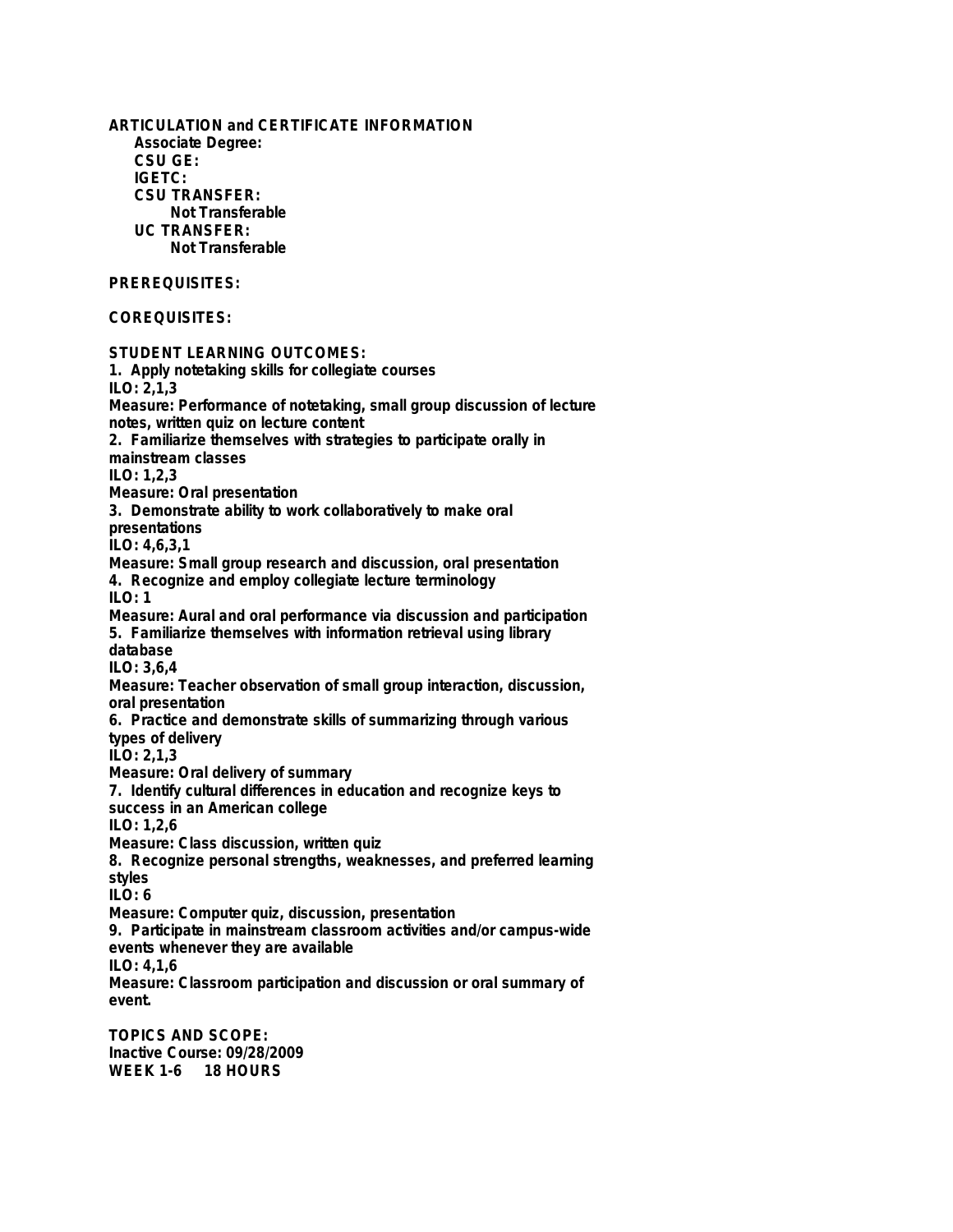**ARTICULATION and CERTIFICATE INFORMATION**

**Associate Degree:**

**CSU GE:**

**IGETC:**

**CSU TRANSFER:**

**Not Transferable**

**UC TRANSFER:**

**Not Transferable**

**PREREQUISITES:**

**COREQUISITES:**

**STUDENT LEARNING OUTCOMES:**

1. Apply notetaking skills for collegiate courses
ILO: 2,1,3
Measure: Performance of notetaking, small group discussion of lecture notes, written quiz on lecture content
2. Familiarize themselves with strategies to participate orally in mainstream classes
ILO: 1,2,3
Measure: Oral presentation
3. Demonstrate ability to work collaboratively to make oral presentations
ILO: 4,6,3,1
Measure: Small group research and discussion, oral presentation
4. Recognize and employ collegiate lecture terminology
ILO: 1
Measure: Aural and oral performance via discussion and participation
5. Familiarize themselves with information retrieval using library database
ILO: 3,6,4
Measure: Teacher observation of small group interaction, discussion, oral presentation
6. Practice and demonstrate skills of summarizing through various types of delivery
ILO: 2,1,3
Measure: Oral delivery of summary
7. Identify cultural differences in education and recognize keys to success in an American college
ILO: 1,2,6
Measure: Class discussion, written quiz
8. Recognize personal strengths, weaknesses, and preferred learning styles
ILO: 6
Measure: Computer quiz, discussion, presentation
9. Participate in mainstream classroom activities and/or campus-wide events whenever they are available
ILO: 4,1,6
Measure: Classroom participation and discussion or oral summary of event.

**TOPICS AND SCOPE:**

**Inactive Course: 09/28/2009**

**WEEK 1-6 18 HOURS**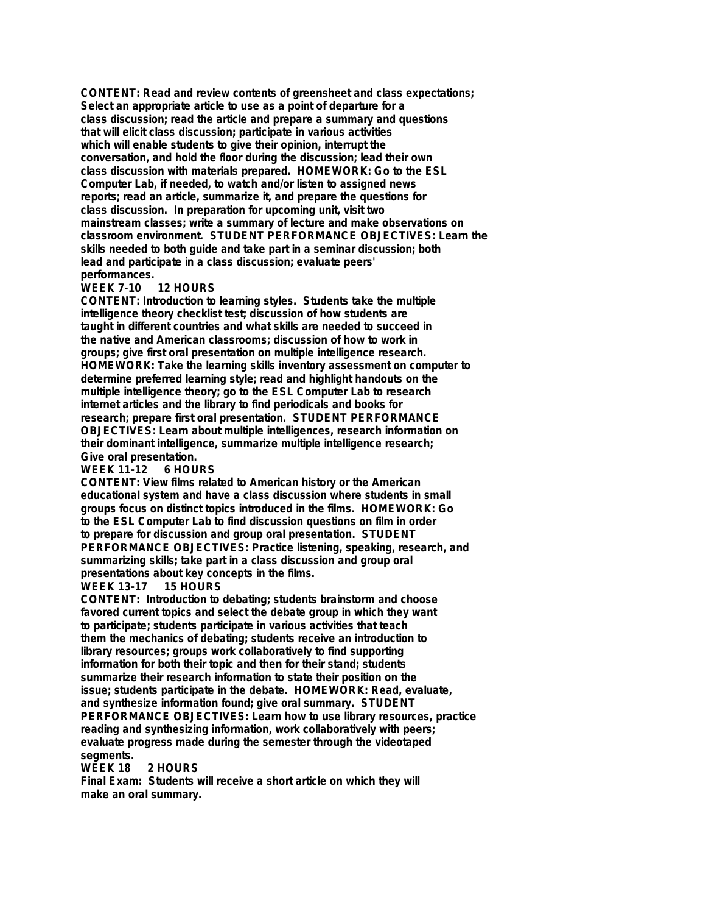**CONTENT: Read and review contents of greensheet and class expectations; Select an appropriate article to use as a point of departure for a class discussion; read the article and prepare a summary and questions that will elicit class discussion; participate in various activities which will enable students to give their opinion, interrupt the conversation, and hold the floor during the discussion; lead their own class discussion with materials prepared. HOMEWORK: Go to the ESL Computer Lab, if needed, to watch and/or listen to assigned news reports; read an article, summarize it, and prepare the questions for class discussion. In preparation for upcoming unit, visit two mainstream classes; write a summary of lecture and make observations on classroom environment. STUDENT PERFORMANCE OBJECTIVES: Learn the skills needed to both guide and take part in a seminar discussion; both lead and participate in a class discussion; evaluate peers' performances.**

**WEEK 7-10 12 HOURS**

**CONTENT: Introduction to learning styles. Students take the multiple intelligence theory checklist test; discussion of how students are taught in different countries and what skills are needed to succeed in the native and American classrooms; discussion of how to work in groups; give first oral presentation on multiple intelligence research. HOMEWORK: Take the learning skills inventory assessment on computer to determine preferred learning style; read and highlight handouts on the multiple intelligence theory; go to the ESL Computer Lab to research internet articles and the library to find periodicals and books for research; prepare first oral presentation. STUDENT PERFORMANCE OBJECTIVES: Learn about multiple intelligences, research information on their dominant intelligence, summarize multiple intelligence research; Give oral presentation.**

**WEEK 11-12 6 HOURS**

**CONTENT: View films related to American history or the American educational system and have a class discussion where students in small groups focus on distinct topics introduced in the films. HOMEWORK: Go to the ESL Computer Lab to find discussion questions on film in order to prepare for discussion and group oral presentation. STUDENT PERFORMANCE OBJECTIVES: Practice listening, speaking, research, and summarizing skills; take part in a class discussion and group oral presentations about key concepts in the films.**

**WEEK 13-17 15 HOURS**

**CONTENT: Introduction to debating; students brainstorm and choose favored current topics and select the debate group in which they want to participate; students participate in various activities that teach them the mechanics of debating; students receive an introduction to library resources; groups work collaboratively to find supporting information for both their topic and then for their stand; students summarize their research information to state their position on the issue; students participate in the debate. HOMEWORK: Read, evaluate, and synthesize information found; give oral summary. STUDENT PERFORMANCE OBJECTIVES: Learn how to use library resources, practice reading and synthesizing information, work collaboratively with peers; evaluate progress made during the semester through the videotaped segments.**

**WEEK 18 2 HOURS**

**Final Exam: Students will receive a short article on which they will make an oral summary.**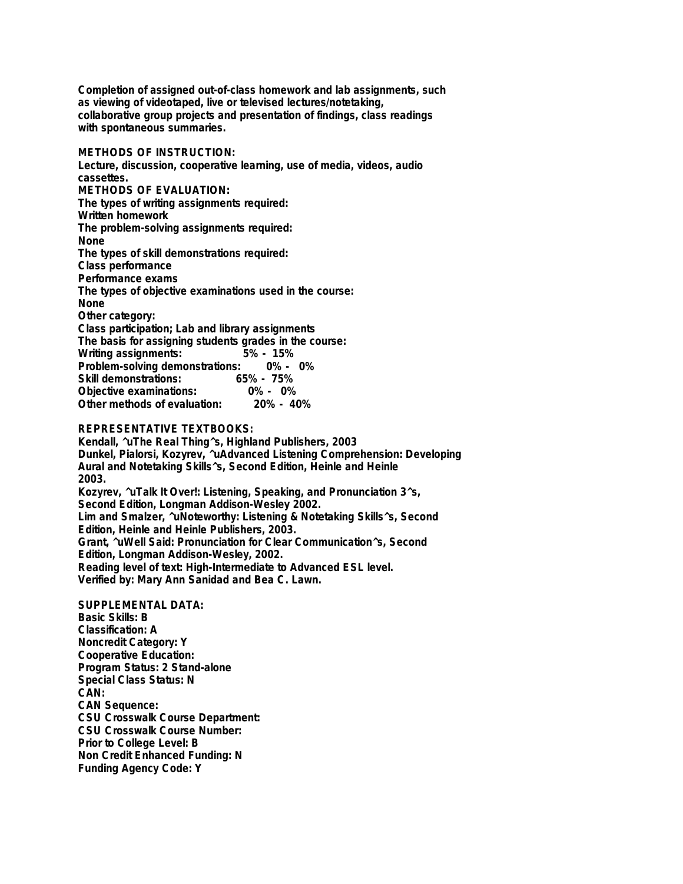Completion of assigned out-of-class homework and lab assignments, such as viewing of videotaped, live or televised lectures/notetaking, collaborative group projects and presentation of findings, class readings with spontaneous summaries.

**METHODS OF INSTRUCTION:**
Lecture, discussion, cooperative learning, use of media, videos, audio cassettes.

**METHODS OF EVALUATION:**
The types of writing assignments required:
Written homework
The problem-solving assignments required:
None
The types of skill demonstrations required:
Class performance
Performance exams
The types of objective examinations used in the course:
None
Other category:
Class participation; Lab and library assignments
The basis for assigning students grades in the course:

| | |
|---|---|
| Writing assignments: | 5% - 15% |
| Problem-solving demonstrations: | 0% - 0% |
| Skill demonstrations: | 65% - 75% |
| Objective examinations: | 0% - 0% |
| Other methods of evaluation: | 20% - 40% |

**REPRESENTATIVE TEXTBOOKS:**
Kendall, ^uThe Real Thing^s, Highland Publishers, 2003
Dunkel, Pialorsi, Kozyrev, ^uAdvanced Listening Comprehension: Developing Aural and Notetaking Skills^s, Second Edition, Heinle and Heinle 2003.
Kozyrev, ^uTalk It Over!: Listening, Speaking, and Pronunciation 3^s, Second Edition, Longman Addison-Wesley 2002.
Lim and Smalzer, ^uNoteworthy: Listening & Notetaking Skills^s, Second Edition, Heinle and Heinle Publishers, 2003.
Grant, ^uWell Said: Pronunciation for Clear Communication^s, Second Edition, Longman Addison-Wesley, 2002.
Reading level of text: High-Intermediate to Advanced ESL level.
Verified by: Mary Ann Sanidad and Bea C. Lawn.

**SUPPLEMENTAL DATA:**
Basic Skills: B
Classification: A
Noncredit Category: Y
Cooperative Education:
Program Status: 2 Stand-alone
Special Class Status: N
CAN:
CAN Sequence:
CSU Crosswalk Course Department:
CSU Crosswalk Course Number:
Prior to College Level: B
Non Credit Enhanced Funding: N
Funding Agency Code: Y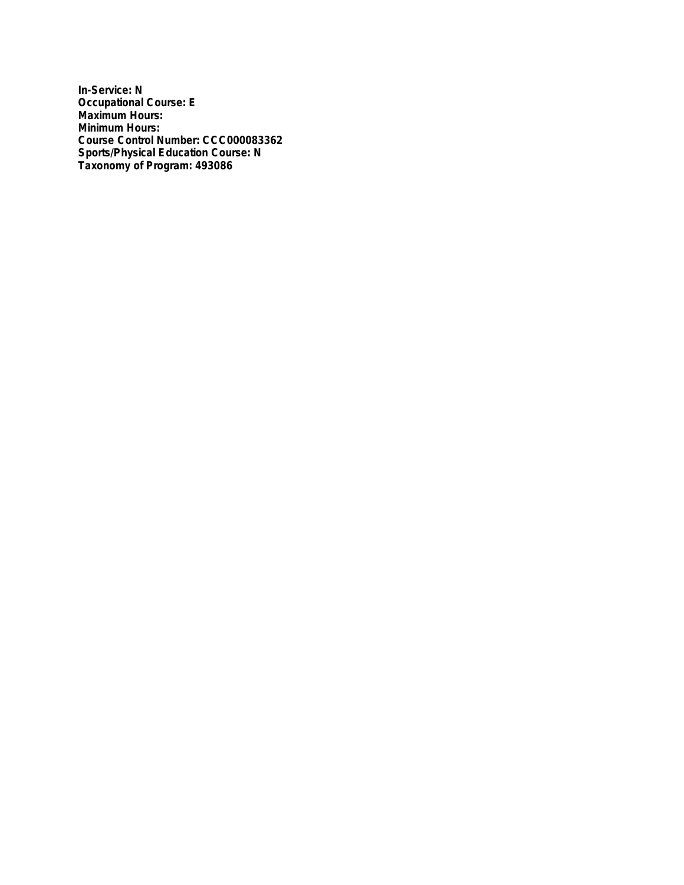**In-Service: N**
**Occupational Course: E**
**Maximum Hours:**
**Minimum Hours:**
**Course Control Number: CCC000083362**
**Sports/Physical Education Course: N**
**Taxonomy of Program: 493086**